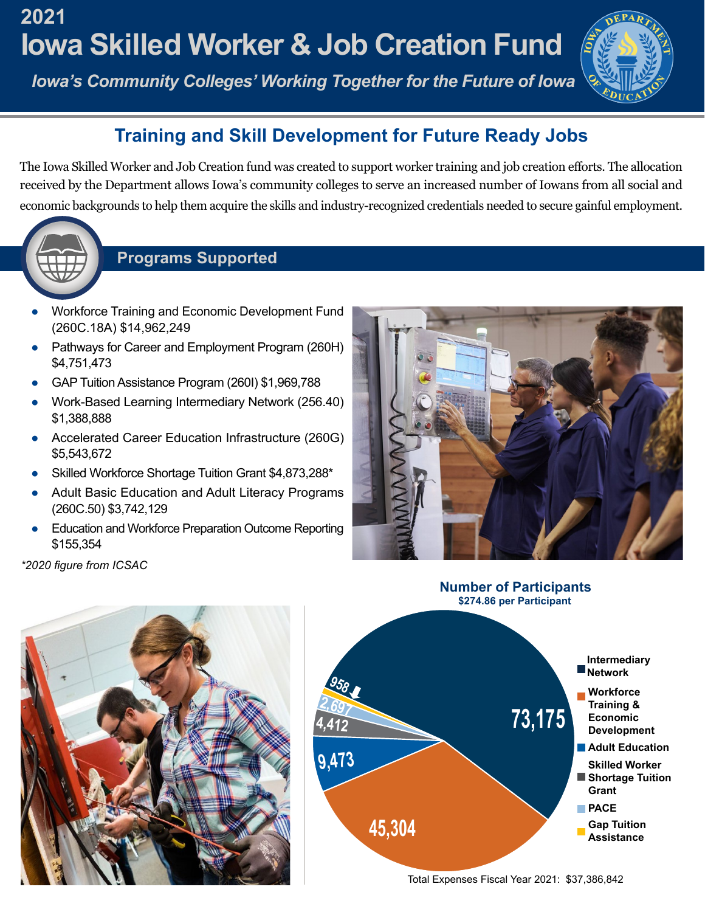# 2021 Iowa Skilled Worker & Job Creation Fund

*Iowa's Community Colleges' Working Together for the Future of Iowa*

## Training and Skill Development for Future Ready Jobs

The Iowa Skilled Worker and Job Creation fund was created to support worker training and job creation efforts. The allocation received by the Department allows Iowa's community colleges to serve an increased number of Iowans from all social and economic backgrounds to help them acquire the skills and industry-recognized credentials needed to secure gainful employment.

## Programs Supported

- Workforce Training and Economic Development Fund (260C.18A) $14,962,249
- Pathways for Career and Employment Program (260H) $4,751,473
- GAP Tuition Assistance Program (260I) $1,969,788
- Work-Based Learning Intermediary Network (256.40) $1,388,888
- Accelerated Career Education Infrastructure (260G) $5,543,672
- Skilled Workforce Shortage Tuition Grant $4,873,288*
- Adult Basic Education and Adult Literacy Programs (260C.50) $3,742,129
- Education and Workforce Preparation Outcome Reporting $155,354

*\*2020 figure from ICSAC*

### Number of Participants

**$274.86 per Participant**

| Program | Participants |
|---|---|
| Intermediary Network | 73,175 |
| Workforce Training & Economic Development | 45,304 |
| Adult Education | 9,473 |
| Skilled Worker Shortage Tuition Grant | 4,412 |
| PACE | 2,697 |
| Gap Tuition Assistance | 958 |

Total Expenses Fiscal Year 2021: $37,386,842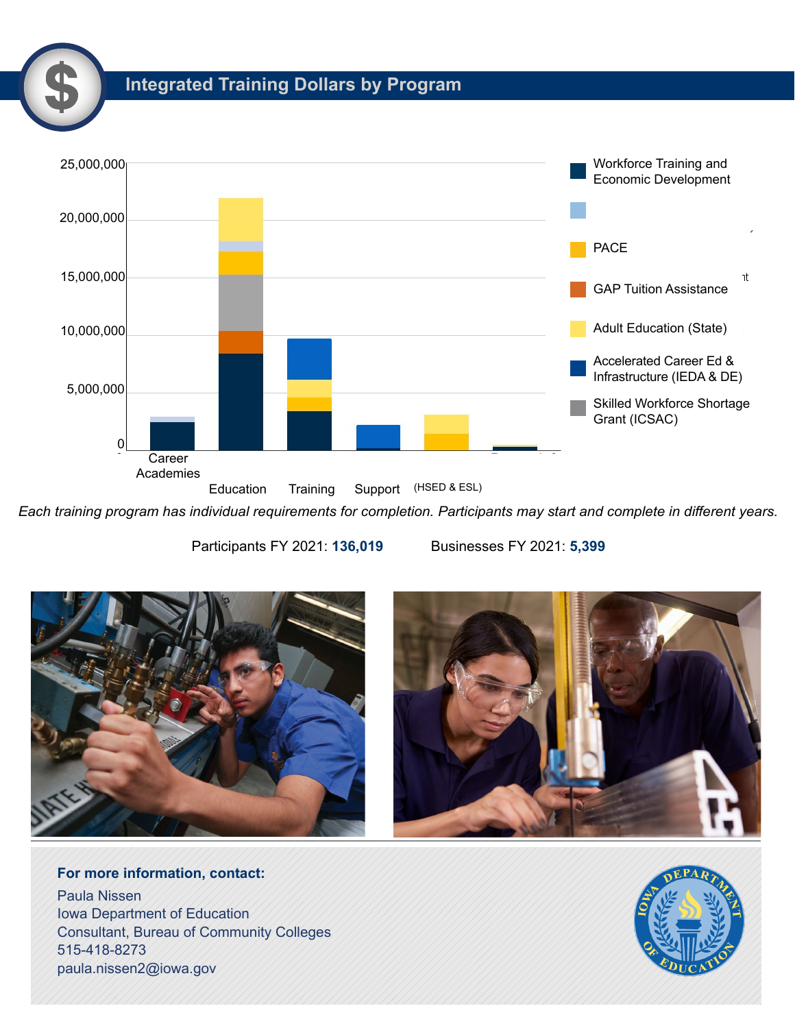## Integrated Training Dollars by Program

25,000,000
20,000,000
15,000,000
10,000,000
5,000,000
0

Career Academies
Education
Training
Support
(HSED & ESL)

Workforce Training and Economic Development
PACE
GAP Tuition Assistance
Adult Education (State)
Accelerated Career Ed & Infrastructure (IEDA & DE)
Skilled Workforce Shortage Grant (ICSAC)

*Each training program has individual requirements for completion. Participants may start and complete in different years.*

Participants FY 2021: **136,019** Businesses FY 2021: **5,399**

**For more information, contact:**

Paula Nissen
Iowa Department of Education
Consultant, Bureau of Community Colleges
515-418-8273
paula.nissen2@iowa.gov